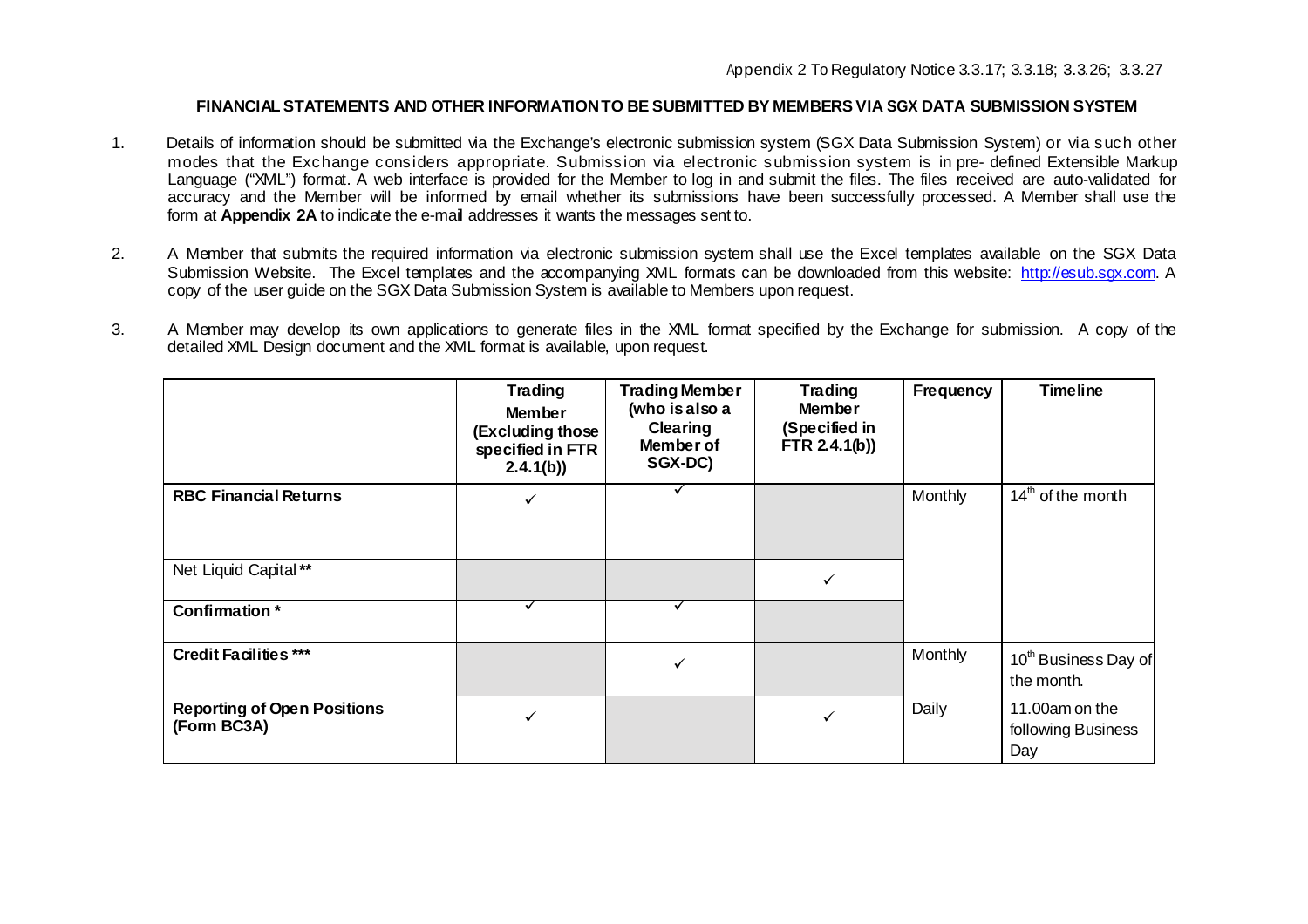Appendix 2 To Regulatory Notice 3.3.17; 3.3.18; 3.3.26; 3.3.27

**FINANCIAL STATEMENTS AND OTHER INFORMATION TO BE SUBMITTED BY MEMBERS VIA SGX DATA SUBMISSION SYSTEM**

1. Details of information should be submitted via the Exchange's electronic submission system (SGX Data Submission System) or via such other modes that the Exchange considers appropriate. Submission via electronic submission system is in pre- defined Extensible Markup Language ("XML") format. A web interface is provided for the Member to log in and submit the files. The files received are auto-validated for accuracy and the Member will be informed by email whether its submissions have been successfully processed. A Member shall use the form at **Appendix 2A** to indicate the e-mail addresses it wants the messages sent to.

2. A Member that submits the required information via electronic submission system shall use the Excel templates available on the SGX Data Submission Website. The Excel templates and the accompanying XML formats can be downloaded from this website: http://esub.sgx.com. A copy of the user guide on the SGX Data Submission System is available to Members upon request.

3. A Member may develop its own applications to generate files in the XML format specified by the Exchange for submission. A copy of the detailed XML Design document and the XML format is available, upon request.

| | **Trading Member (Excluding those specified in FTR 2.4.1(b))** | **Trading Member (who is also a Clearing Member of SGX-DC)** | **Trading Member (Specified in FTR 2.4.1(b))** | **Frequency** | **Timeline** |
|---|---|---|---|---|---|
| **RBC Financial Returns** | ✓ | ✓ | | Monthly | 14th of the month |
| Net Liquid Capital ** | | | ✓ | | |
| **Confirmation** * | ✓ | ✓ | | | |
| **Credit Facilities** *** | | ✓ | | Monthly | 10th Business Day of the month. |
| **Reporting of Open Positions (Form BC3A)** | ✓ | | ✓ | Daily | 11.00am on the following Business Day |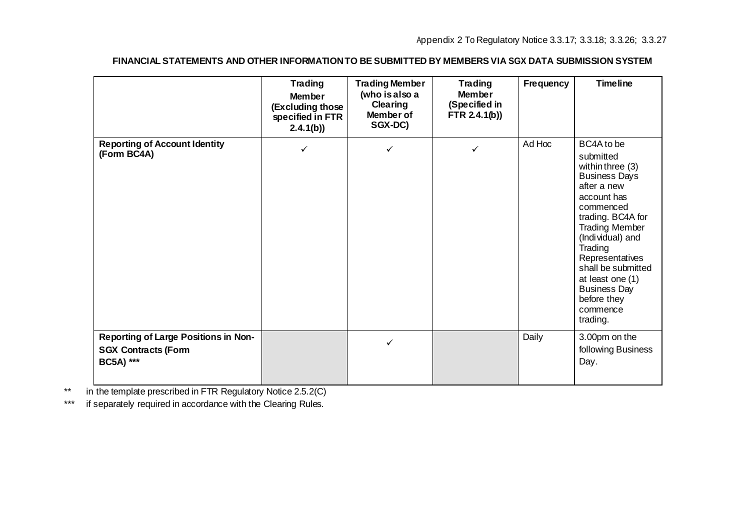Appendix 2 To Regulatory Notice 3.3.17; 3.3.18; 3.3.26; 3.3.27

**FINANCIAL STATEMENTS AND OTHER INFORMATION TO BE SUBMITTED BY MEMBERS VIA SGX DATA SUBMISSION SYSTEM**

| | Trading Member (Excluding those specified in FTR 2.4.1(b)) | Trading Member (who is also a Clearing Member of SGX-DC) | Trading Member (Specified in FTR 2.4.1(b)) | Frequency | Timeline |
|---|---|---|---|---|---|
| **Reporting of Account Identity (Form BC4A)** | ✓ | ✓ | ✓ | Ad Hoc | BC4A to be submitted within three (3) Business Days after a new account has commenced trading. BC4A for Trading Member (Individual) and Trading Representatives shall be submitted at least one (1) Business Day before they commence trading. |
| **Reporting of Large Positions in Non-SGX Contracts (Form BC5A) \*\*\*** | | ✓ | | Daily | 3.00pm on the following Business Day. |

\*\* in the template prescribed in FTR Regulatory Notice 2.5.2(C)

\*\*\* if separately required in accordance with the Clearing Rules.